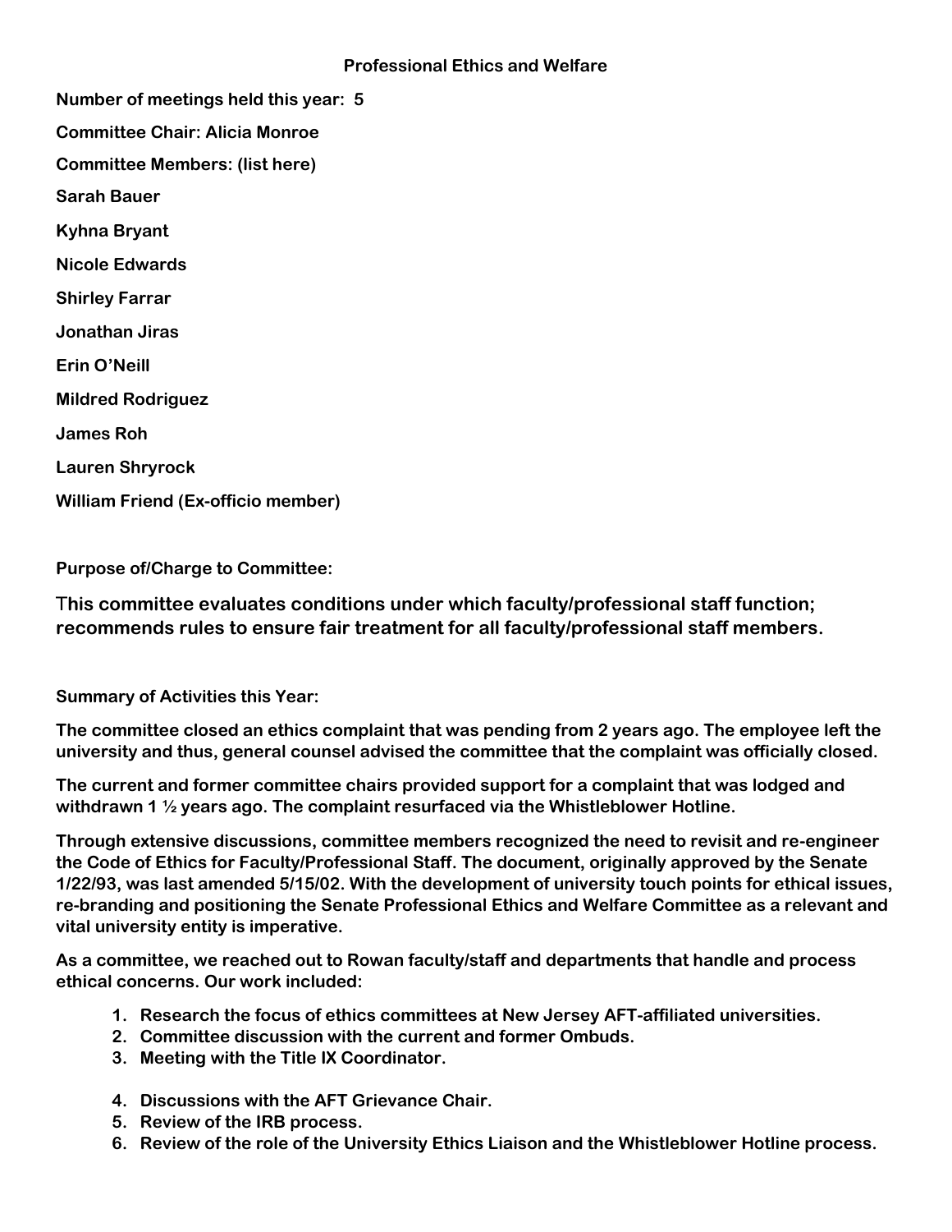# Professional Ethics and Welfare

**Number of meetings held this year: 5**

**Committee Chair: Alicia Monroe**

**Committee Members: (list here)**

**Sarah Bauer**

**Kyhna Bryant**

**Nicole Edwards**

**Shirley Farrar**

**Jonathan Jiras**

**Erin O'Neill**

**Mildred Rodriguez**

**James Roh**

**Lauren Shryrock**

**William Friend (Ex-officio member)**

**Purpose of/Charge to Committee:**

**This committee evaluates conditions under which faculty/professional staff function; recommends rules to ensure fair treatment for all faculty/professional staff members.**

**Summary of Activities this Year:**

**The committee closed an ethics complaint that was pending from 2 years ago. The employee left the university and thus, general counsel advised the committee that the complaint was officially closed.**

**The current and former committee chairs provided support for a complaint that was lodged and withdrawn 1 ½ years ago. The complaint resurfaced via the Whistleblower Hotline.**

**Through extensive discussions, committee members recognized the need to revisit and re-engineer the Code of Ethics for Faculty/Professional Staff. The document, originally approved by the Senate 1/22/93, was last amended 5/15/02. With the development of university touch points for ethical issues, re-branding and positioning the Senate Professional Ethics and Welfare Committee as a relevant and vital university entity is imperative.**

**As a committee, we reached out to Rowan faculty/staff and departments that handle and process ethical concerns. Our work included:**

1. **Research the focus of ethics committees at New Jersey AFT-affiliated universities.**
2. **Committee discussion with the current and former Ombuds.**
3. **Meeting with the Title IX Coordinator.**
4. **Discussions with the AFT Grievance Chair.**
5. **Review of the IRB process.**
6. **Review of the role of the University Ethics Liaison and the Whistleblower Hotline process.**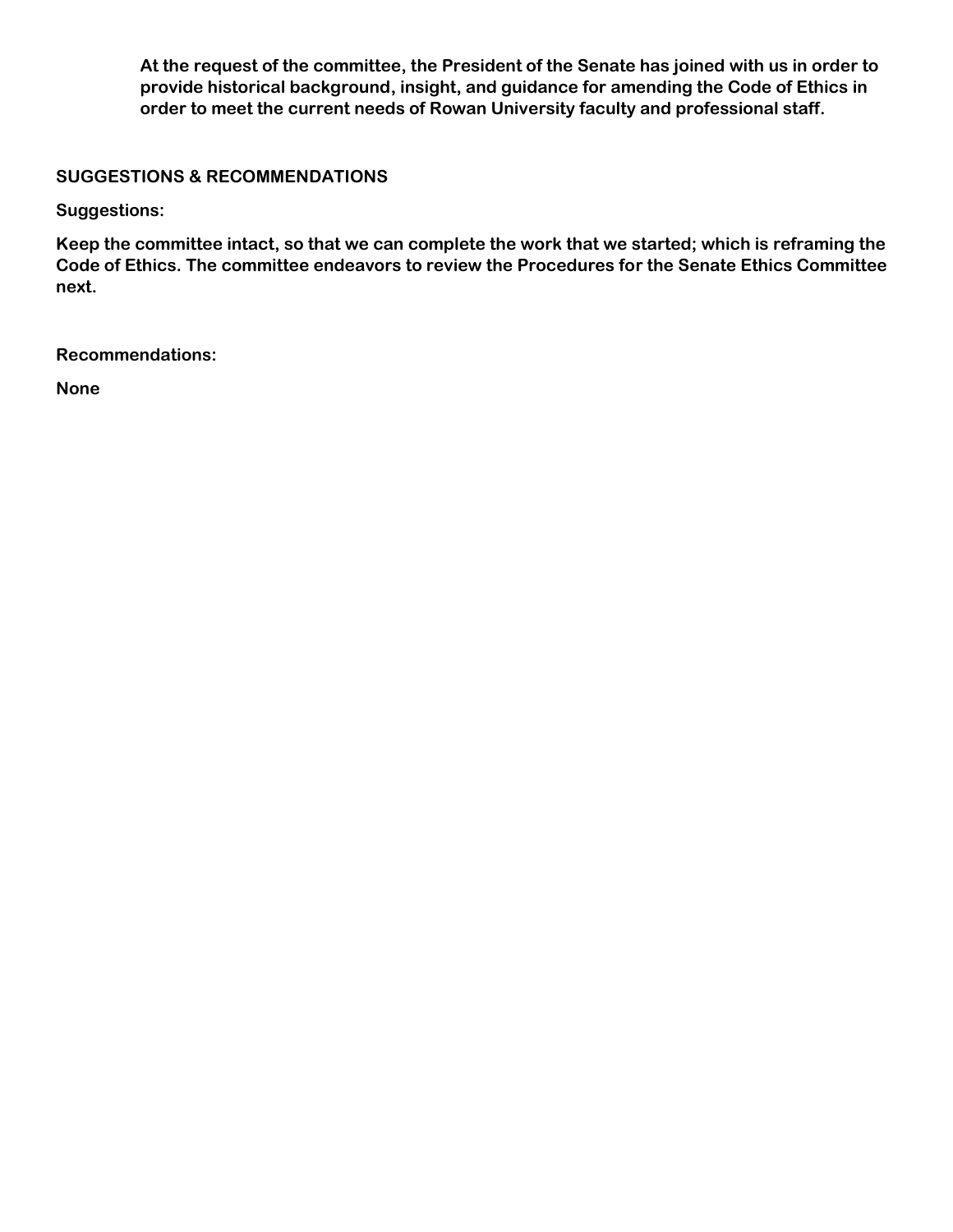At the request of the committee, the President of the Senate has joined with us in order to provide historical background, insight, and guidance for amending the Code of Ethics in order to meet the current needs of Rowan University faculty and professional staff.

## SUGGESTIONS & RECOMMENDATIONS

**Suggestions:**

Keep the committee intact, so that we can complete the work that we started; which is reframing the Code of Ethics. The committee endeavors to review the Procedures for the Senate Ethics Committee next.

**Recommendations:**

None